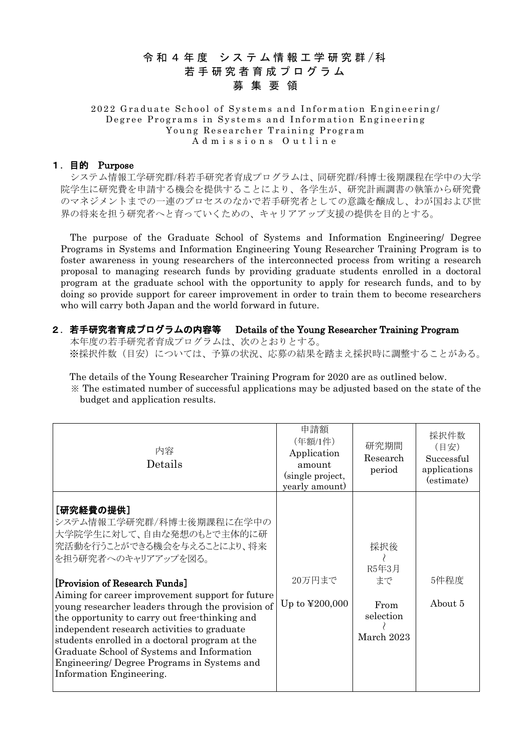# 令和４年度　システム情報工学研究群/科
# 若手研究者育成プログラム
# 募集要領

2022 Graduate School of Systems and Information Engineering/ Degree Programs in Systems and Information Engineering Young Researcher Training Program Admissions Outline

## １．目的　Purpose

システム情報工学研究群/科若手研究者育成プログラムは、同研究群/科博士後期課程在学中の大学院学生に研究費を申請する機会を提供することにより、各学生が、研究計画調書の執筆から研究費のマネジメントまでの一連のプロセスのなかで若手研究者としての意識を醸成し、わが国および世界の将来を担う研究者へと育っていくための、キャリアアップ支援の提供を目的とする。

The purpose of the Graduate School of Systems and Information Engineering/ Degree Programs in Systems and Information Engineering Young Researcher Training Program is to foster awareness in young researchers of the interconnected process from writing a research proposal to managing research funds by providing graduate students enrolled in a doctoral program at the graduate school with the opportunity to apply for research funds, and to by doing so provide support for career improvement in order to train them to become researchers who will carry both Japan and the world forward in future.

## ２．若手研究者育成プログラムの内容等　Details of the Young Researcher Training Program

本年度の若手研究者育成プログラムは、次のとおりとする。
※採択件数（目安）については、予算の状況、応募の結果を踏まえ採択時に調整することがある。

The details of the Young Researcher Training Program for 2020 are as outlined below.
※ The estimated number of successful applications may be adjusted based on the state of the budget and application results.

| 内容<br>Details | 申請額<br>（年額/1件）<br>Application amount<br>(single project, yearly amount) | 研究期間<br>Research period | 採択件数<br>（目安）<br>Successful applications<br>(estimate) |
|---|---|---|---|
| **［研究経費の提供］**<br>システム情報工学研究群/科博士後期課程に在学中の大学院学生に対して、自由な発想のもとで主体的に研究活動を行うことができる機会を与えることにより、将来を担う研究者へのキャリアアップを図る。<br><br>**[Provision of Research Funds]**<br>Aiming for career improvement support for future young researcher leaders through the provision of the opportunity to carry out free-thinking and independent research activities to graduate students enrolled in a doctoral program at the Graduate School of Systems and Information Engineering/ Degree Programs in Systems and Information Engineering. | 20万円まで<br><br>Up to ¥200,000 | 採択後<br>～<br>R5年3月<br>まで<br><br>From selection<br>～<br>March 2023 | 5件程度<br><br>About 5 |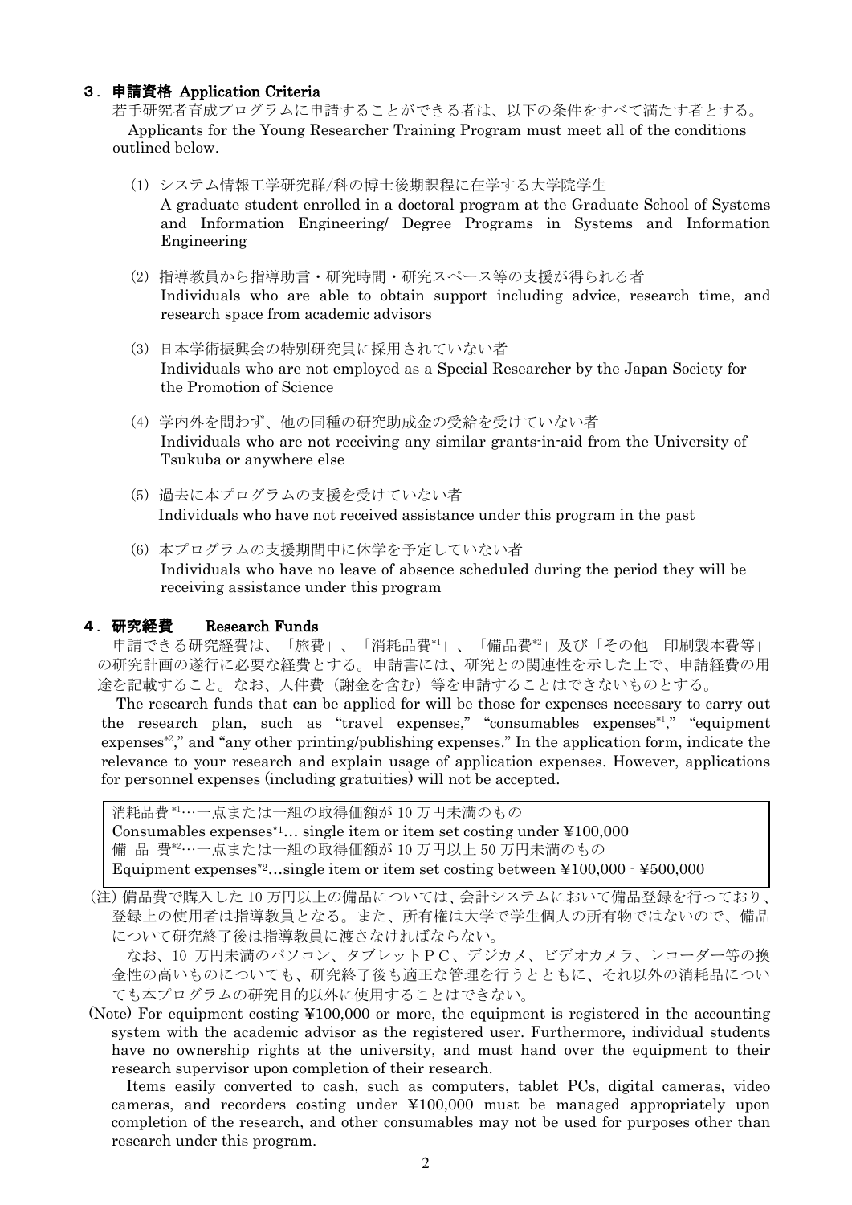## ３．申請資格 Application Criteria

若手研究者育成プログラムに申請することができる者は、以下の条件をすべて満たす者とする。

Applicants for the Young Researcher Training Program must meet all of the conditions outlined below.

(1) システム情報工学研究群/科の博士後期課程に在学する大学院学生
A graduate student enrolled in a doctoral program at the Graduate School of Systems and Information Engineering/ Degree Programs in Systems and Information Engineering

(2) 指導教員から指導助言・研究時間・研究スペース等の支援が得られる者
Individuals who are able to obtain support including advice, research time, and research space from academic advisors

(3) 日本学術振興会の特別研究員に採用されていない者
Individuals who are not employed as a Special Researcher by the Japan Society for the Promotion of Science

(4) 学内外を問わず、他の同種の研究助成金の受給を受けていない者
Individuals who are not receiving any similar grants-in-aid from the University of Tsukuba or anywhere else

(5) 過去に本プログラムの支援を受けていない者
Individuals who have not received assistance under this program in the past

(6) 本プログラムの支援期間中に休学を予定していない者
Individuals who have no leave of absence scheduled during the period they will be receiving assistance under this program

## ４．研究経費　Research Funds

申請できる研究経費は、「旅費」、「消耗品費[*1]」、「備品費[*2]」及び「その他　印刷製本費等」の研究計画の遂行に必要な経費とする。申請書には、研究との関連性を示した上で、申請経費の用途を記載すること。なお、人件費（謝金を含む）等を申請することはできないものとする。

The research funds that can be applied for will be those for expenses necessary to carry out the research plan, such as "travel expenses," "consumables expenses[*1]," "equipment expenses[*2]," and "any other printing/publishing expenses." In the application form, indicate the relevance to your research and explain usage of application expenses. However, applications for personnel expenses (including gratuities) will not be accepted.

| |
|---|
| 消耗品費[*1]…一点または一組の取得価額が 10 万円未満のもの<br>Consumables expenses[*1]… single item or item set costing under ¥100,000<br>備　品　費[*2]…一点または一組の取得価額が 10 万円以上 50 万円未満のもの<br>Equipment expenses[*2]…single item or item set costing between ¥100,000 - ¥500,000 |

(注) 備品費で購入した 10 万円以上の備品については、会計システムにおいて備品登録を行っており、登録上の使用者は指導教員となる。また、所有権は大学で学生個人の所有物ではないので、備品について研究終了後は指導教員に渡さなければならない。

なお、10 万円未満のパソコン、タブレットＰＣ、デジカメ、ビデオカメラ、レコーダー等の換金性の高いものについても、研究終了後も適正な管理を行うとともに、それ以外の消耗品についても本プログラムの研究目的以外に使用することはできない。

(Note) For equipment costing ¥100,000 or more, the equipment is registered in the accounting system with the academic advisor as the registered user. Furthermore, individual students have no ownership rights at the university, and must hand over the equipment to their research supervisor upon completion of their research.

Items easily converted to cash, such as computers, tablet PCs, digital cameras, video cameras, and recorders costing under ¥100,000 must be managed appropriately upon completion of the research, and other consumables may not be used for purposes other than research under this program.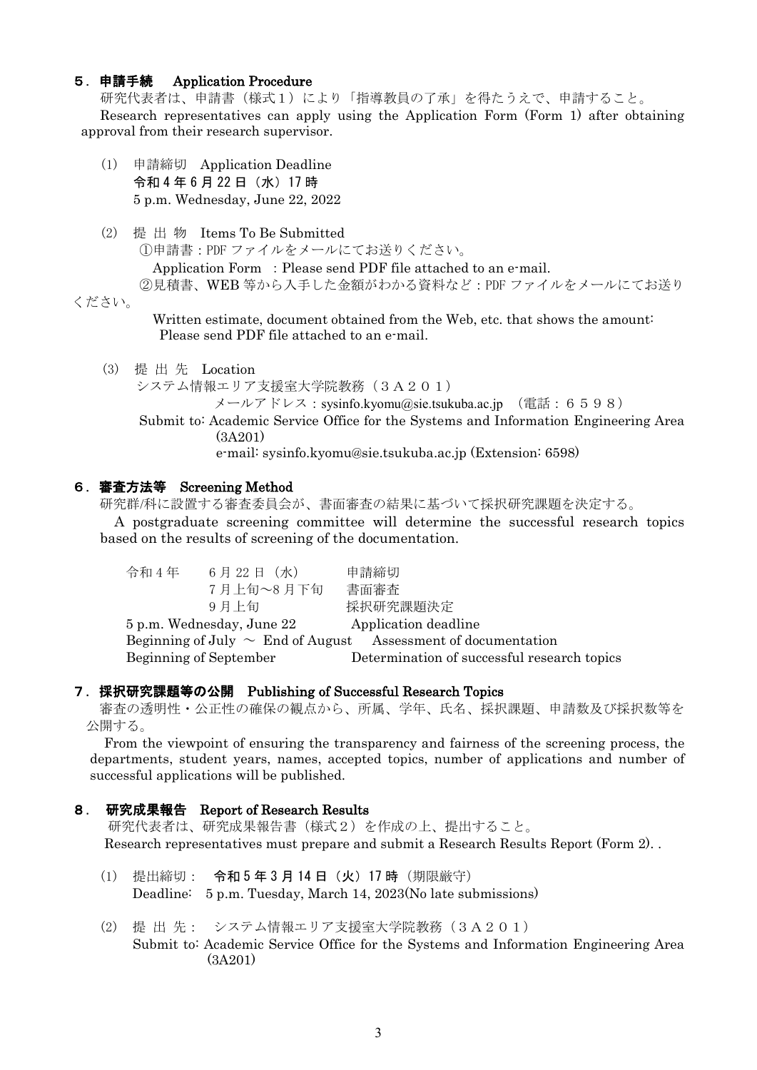## ５．申請手続　Application Procedure

研究代表者は、申請書（様式１）により「指導教員の了承」を得たうえで、申請すること。

Research representatives can apply using the Application Form (Form 1) after obtaining approval from their research supervisor.

(1) 申請締切　Application Deadline

**令和４年６月22日（水）17時**

5 p.m. Wednesday, June 22, 2022

(2) 提 出 物　Items To Be Submitted

①申請書：PDF ファイルをメールにてお送りください。

Application Form　: Please send PDF file attached to an e-mail.

②見積書、WEB 等から入手した金額がわかる資料など：PDF ファイルをメールにてお送りください。

Written estimate, document obtained from the Web, etc. that shows the amount: Please send PDF file attached to an e-mail.

(3) 提 出 先　Location

システム情報エリア支援室大学院教務（３Ａ２０１）

メールアドレス：sysinfo.kyomu@sie.tsukuba.ac.jp　（電話：６５９８）

Submit to: Academic Service Office for the Systems and Information Engineering Area (3A201)

e-mail: sysinfo.kyomu@sie.tsukuba.ac.jp (Extension: 6598)

## ６．審査方法等　Screening Method

研究群/科に設置する審査委員会が、書面審査の結果に基づいて採択研究課題を決定する。

A postgraduate screening committee will determine the successful research topics based on the results of screening of the documentation.

| | |
|---|---|
| 令和４年　６月 22 日（水） | 申請締切 |
| ７月上旬～8 月下旬 | 書面審査 |
| ９月上旬 | 採択研究課題決定 |
| 5 p.m. Wednesday, June 22 | Application deadline |
| Beginning of July ～ End of August | Assessment of documentation |
| Beginning of September | Determination of successful research topics |

## ７．採択研究課題等の公開　Publishing of Successful Research Topics

審査の透明性・公正性の確保の観点から、所属、学年、氏名、採択課題、申請数及び採択数等を公開する。

From the viewpoint of ensuring the transparency and fairness of the screening process, the departments, student years, names, accepted topics, number of applications and number of successful applications will be published.

## ８．研究成果報告　Report of Research Results

研究代表者は、研究成果報告書（様式２）を作成の上、提出すること。

Research representatives must prepare and submit a Research Results Report (Form 2). .

(1) 提出締切：　**令和５年３月 14 日（火）17 時**（期限厳守）

Deadline:　5 p.m. Tuesday, March 14, 2023(No late submissions)

(2) 提 出 先：　システム情報エリア支援室大学院教務（３Ａ２０１）

Submit to: Academic Service Office for the Systems and Information Engineering Area (3A201)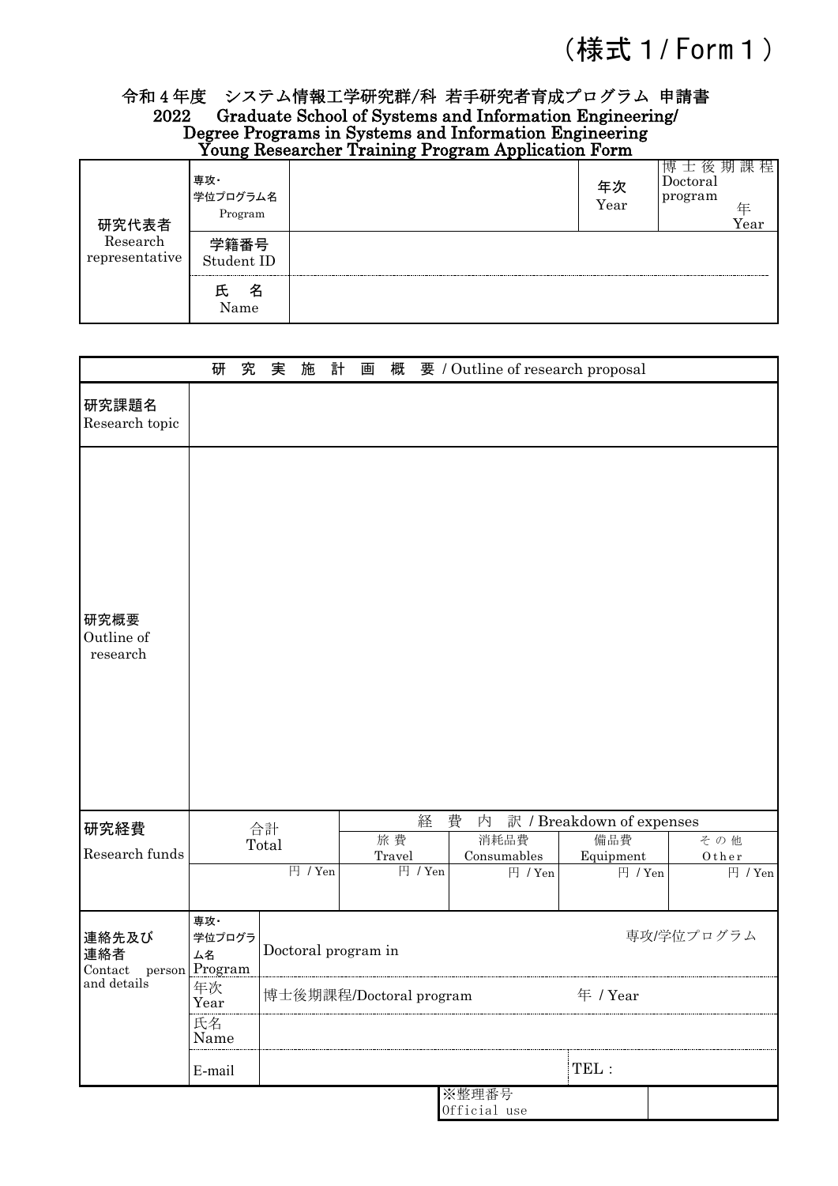（様式１/ Form１）

# 令和４年度　システム情報工学研究群/科 若手研究者育成プログラム 申請書
# 2022 Graduate School of Systems and Information Engineering/ Degree Programs in Systems and Information Engineering Young Researcher Training Program Application Form

| 研究代表者 Research representative | 専攻・学位プログラム名 Program | | 年次 Year | 博士後期課程 Doctoral program 年 Year |
|---|---|---|---|---|
| | 学籍番号 Student ID | | | |
| | 氏　名 Name | | | |

| 研　究　実　施　計　画　概　要 / Outline of research proposal | | | | | |
|---|---|---|---|---|---|
| 研究課題名 Research topic | | | | | |
| 研究概要 Outline of research | | | | | |
| 研究経費 Research funds | 合計 Total | 経　費　内　訳 / Breakdown of expenses | | | |
| | | 旅 費 Travel | 消耗品費 Consumables | 備品費 Equipment | その他 Other |
| | 円 / Yen | 円 / Yen | 円 / Yen | 円 / Yen | 円 / Yen |

| 連絡先及び連絡者 Contact person and details | 専攻・学位プログラム名 Program | Doctoral program in 専攻/学位プログラム | |
|---|---|---|---|
| | 年次 Year | 博士後期課程/Doctoral program 年 / Year | |
| | 氏名 Name | | |
| | E-mail | | TEL： |

| ※整理番号 Official use | |
|---|---|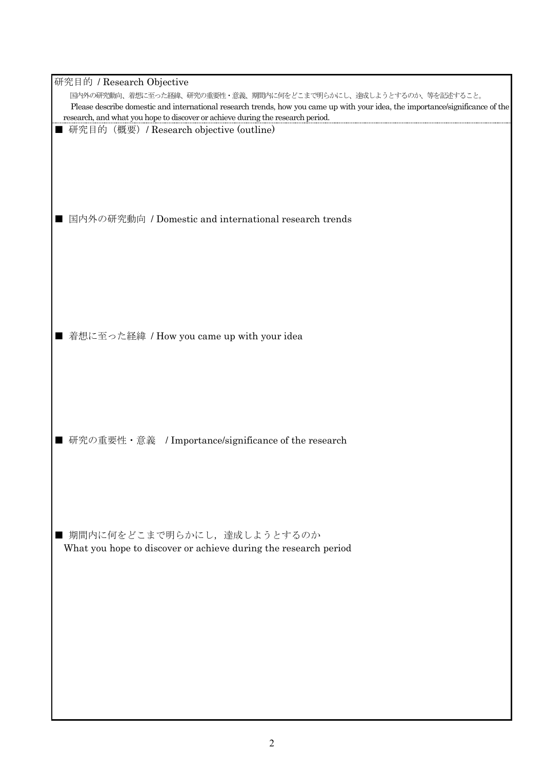## 研究目的 / Research Objective

国内外の研究動向、着想に至った経緯、研究の重要性・意義、期間内に何をどこまで明らかにし、達成しようとするのか、等を記述すること。

Please describe domestic and international research trends, how you came up with your idea, the importance/significance of the research, and what you hope to discover or achieve during the research period.

■ 研究目的（概要）/ Research objective (outline)

■ 国内外の研究動向 / Domestic and international research trends

■ 着想に至った経緯 / How you came up with your idea

■ 研究の重要性・意義 / Importance/significance of the research

■ 期間内に何をどこまで明らかにし，達成しようとするのか
What you hope to discover or achieve during the research period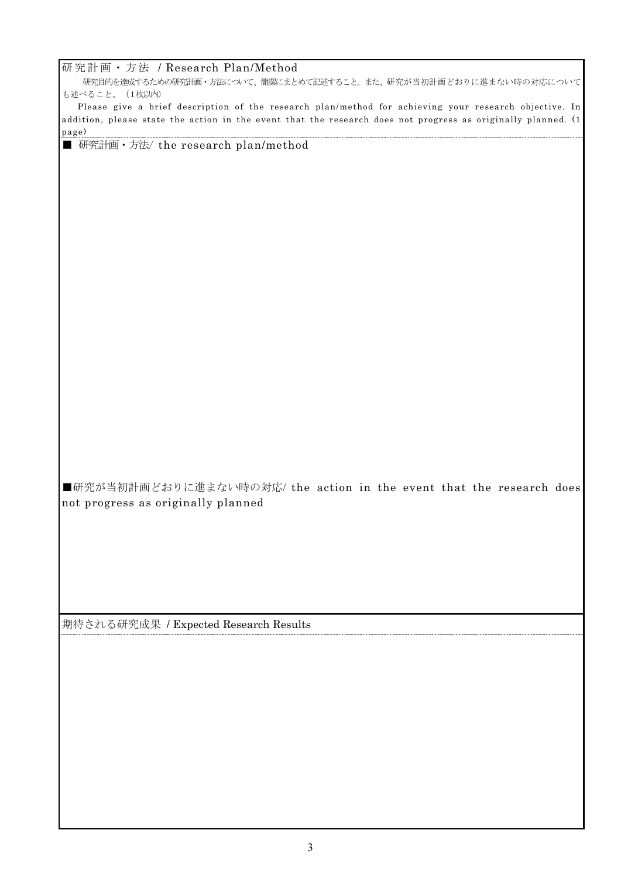## 研究計画・方法 / Research Plan/Method

研究目的を達成するための研究計画・方法について、簡潔にまとめて記述すること。また、研究が当初計画どおりに進まない時の対応についても述べること。（1枚以内）

Please give a brief description of the research plan/method for achieving your research objective. In addition, please state the action in the event that the research does not progress as originally planned. (1 page)

■ 研究計画・方法/ the research plan/method

■研究が当初計画どおりに進まない時の対応/ the action in the event that the research does not progress as originally planned

## 期待される研究成果 / Expected Research Results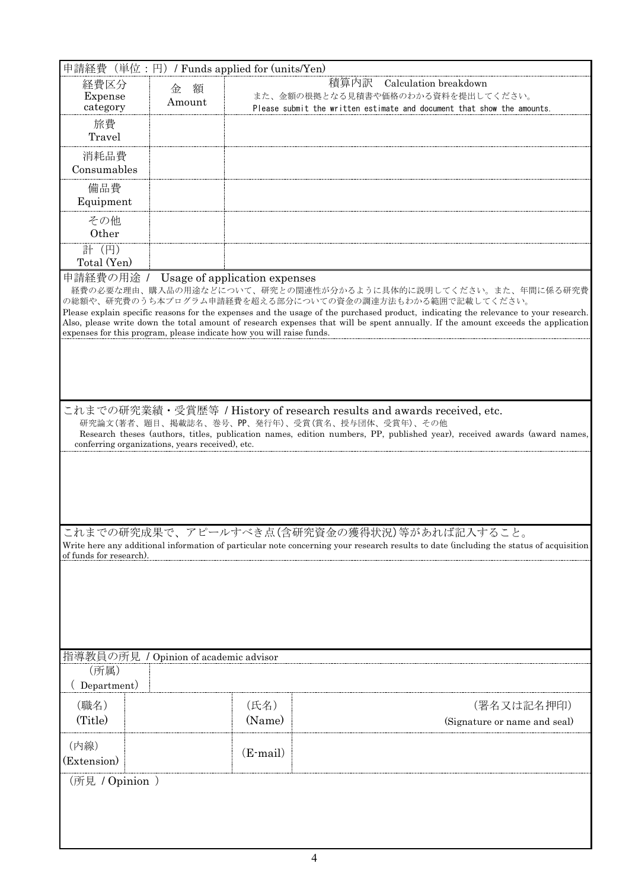申請経費（単位：円）/ Funds applied for (units/Yen)

| 経費区分 Expense category | 金　額 Amount | 積算内訳　Calculation breakdown<br>また、金額の根拠となる見積書や価格のわかる資料を提出してください。<br>Please submit the written estimate and document that show the amounts. |
|---|---|---|
| 旅費 Travel | | |
| 消耗品費 Consumables | | |
| 備品費 Equipment | | |
| その他 Other | | |
| 計（円） Total (Yen) | | |

申請経費の用途 /　Usage of application expenses

経費の必要な理由、購入品の用途などについて、研究との関連性が分かるように具体的に説明してください。また、年間に係る研究費の総額や、研究費のうち本プログラム申請経費を超える部分についての資金の調達方法もわかる範囲で記載してください。

Please explain specific reasons for the expenses and the usage of the purchased product, indicating the relevance to your research. Also, please write down the total amount of research expenses that will be spent annually. If the amount exceeds the application expenses for this program, please indicate how you will raise funds.

これまでの研究業績・受賞歴等 / History of research results and awards received, etc.

研究論文(著者、題目、掲載誌名、巻号、PP、発行年)、受賞(賞名、授与団体、受賞年)、その他

Research theses (authors, titles, publication names, edition numbers, PP, published year), received awards (award names, conferring organizations, years received), etc.

これまでの研究成果で、アピールすべき点(含研究資金の獲得状況)等があれば記入すること。

Write here any additional information of particular note concerning your research results to date (including the status of acquisition of funds for research).

指導教員の所見　/ Opinion of academic advisor

| （所属） ( Department) | | | |
|---|---|---|---|
| （職名） (Title) | | （氏名） (Name) | （署名又は記名押印） (Signature or name and seal) |
| （内線） (Extension) | | (E-mail) | |

（所見　/ Opinion ）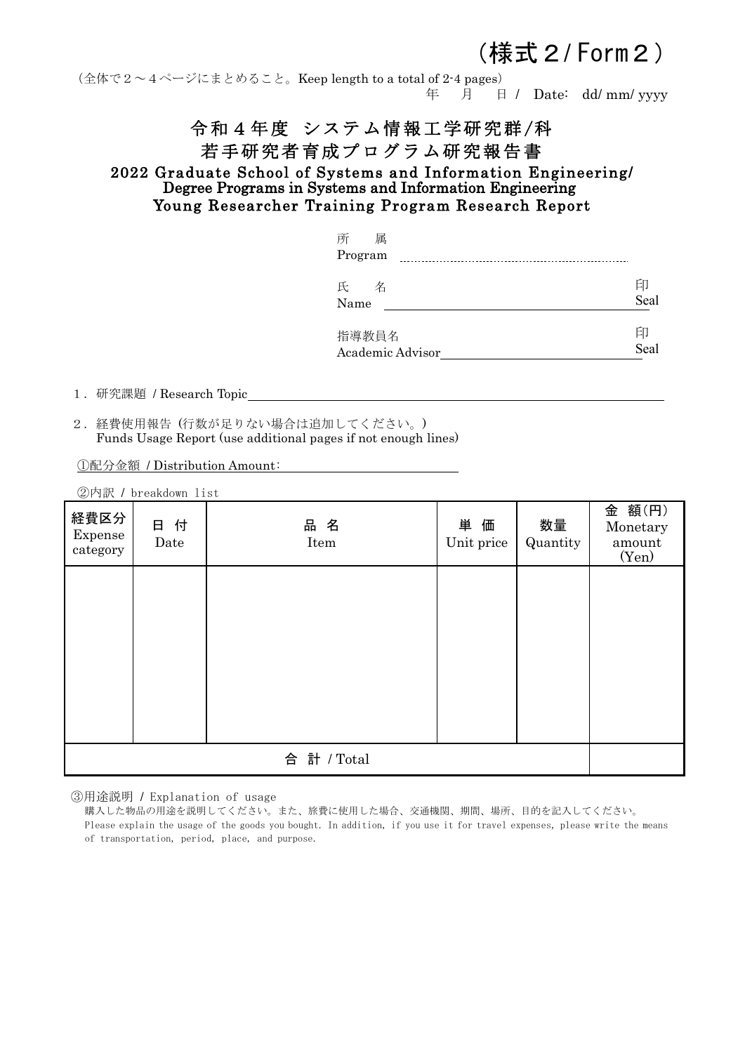（様式２/Form２）

（全体で２～４ページにまとめること。Keep length to a total of 2-4 pages）

年　月　日 / Date: dd/ mm/ yyyy

# 令和４年度 システム情報工学研究群/科
# 若手研究者育成プログラム研究報告書
## 2022 Graduate School of Systems and Information Engineering/ Degree Programs in Systems and Information Engineering Young Researcher Training Program Research Report

所　属
Program

氏　名　　　　　　　　　　　　　　　印
Name　　　　　　　　　　　　　　　　Seal

指導教員名　　　　　　　　　　　　　印
Academic Advisor　　　　　　　　　　Seal

１．研究課題 / Research Topic

２．経費使用報告（行数が足りない場合は追加してください。）
Funds Usage Report (use additional pages if not enough lines)

①配分金額 / Distribution Amount:

②内訳 / breakdown list

| 経費区分 Expense category | 日 付 Date | 品 名 Item | 単 価 Unit price | 数量 Quantity | 金 額(円) Monetary amount (Yen) |
|---|---|---|---|---|---|
| | | | | | |
| 合 計 / Total | | | | | |

③用途説明 / Explanation of usage

購入した物品の用途を説明してください。また、旅費に使用した場合、交通機関、期間、場所、目的を記入してください。
Please explain the usage of the goods you bought. In addition, if you use it for travel expenses, please write the means of transportation, period, place, and purpose.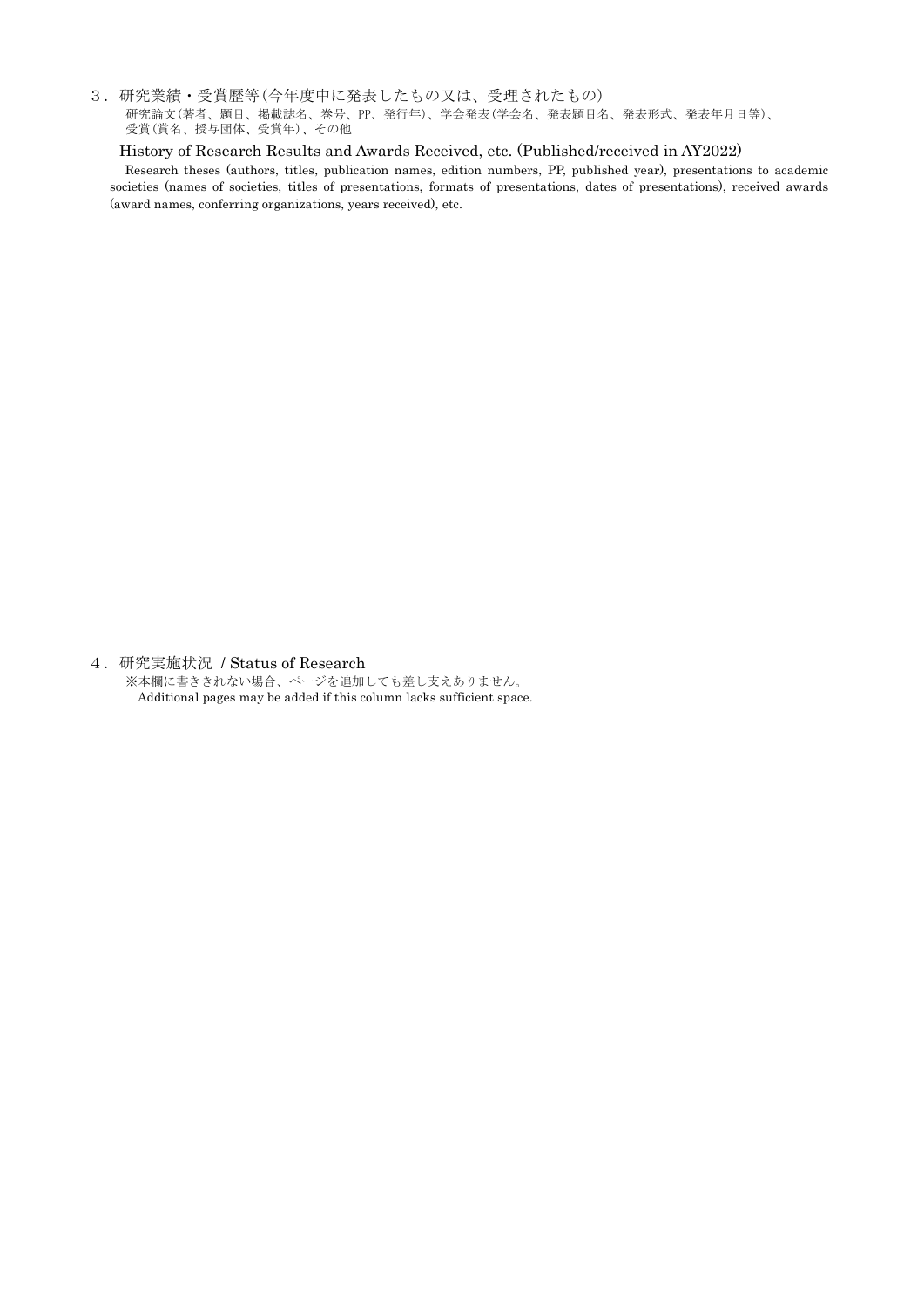## ３．研究業績・受賞歴等(今年度中に発表したもの又は、受理されたもの)

研究論文(著者、題目、掲載誌名、巻号、PP、発行年)、学会発表(学会名、発表題目名、発表形式、発表年月日等)、受賞(賞名、授与団体、受賞年)、その他

### History of Research Results and Awards Received, etc. (Published/received in AY2022)

Research theses (authors, titles, publication names, edition numbers, PP, published year), presentations to academic societies (names of societies, titles of presentations, formats of presentations, dates of presentations), received awards (award names, conferring organizations, years received), etc.

## ４．研究実施状況 / Status of Research

※本欄に書ききれない場合、ページを追加しても差し支えありません。

Additional pages may be added if this column lacks sufficient space.